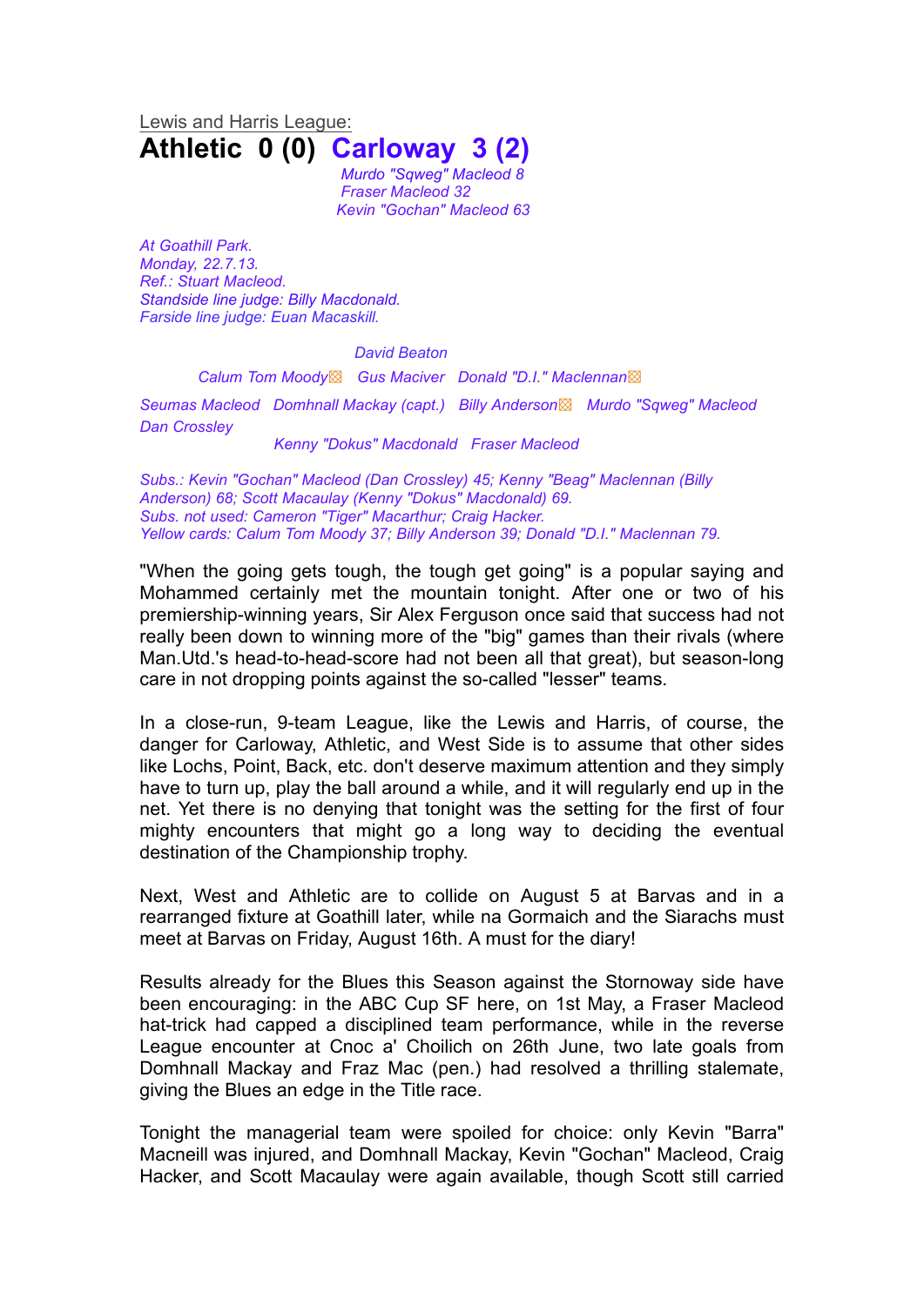Lewis and Harris League:

# Athletic 0 (0) Carloway 3 (2)

*Murdo "Sqweg" Macleod 8*
*Fraser Macleod 32*
*Kevin "Gochan" Macleod 63*

*At Goathill Park.*
*Monday, 22.7.13.*
*Ref.: Stuart Macleod.*
*Standside line judge: Billy Macdonald.*
*Farside line judge: Euan Macaskill.*

*David Beaton*

*Calum Tom Moody⊠ Gus Maciver Donald "D.I." Maclennan⊠*

*Seumas Macleod Domhnall Mackay (capt.) Billy Anderson⊠ Murdo "Sqweg" Macleod*
*Dan Crossley*

*Kenny "Dokus" Macdonald Fraser Macleod*

*Subs.: Kevin "Gochan" Macleod (Dan Crossley) 45; Kenny "Beag" Maclennan (Billy Anderson) 68; Scott Macaulay (Kenny "Dokus" Macdonald) 69.*
*Subs. not used: Cameron "Tiger" Macarthur; Craig Hacker.*
*Yellow cards: Calum Tom Moody 37; Billy Anderson 39; Donald "D.I." Maclennan 79.*

"When the going gets tough, the tough get going" is a popular saying and Mohammed certainly met the mountain tonight. After one or two of his premiership-winning years, Sir Alex Ferguson once said that success had not really been down to winning more of the "big" games than their rivals (where Man.Utd.'s head-to-head-score had not been all that great), but season-long care in not dropping points against the so-called "lesser" teams.

In a close-run, 9-team League, like the Lewis and Harris, of course, the danger for Carloway, Athletic, and West Side is to assume that other sides like Lochs, Point, Back, etc. don't deserve maximum attention and they simply have to turn up, play the ball around a while, and it will regularly end up in the net. Yet there is no denying that tonight was the setting for the first of four mighty encounters that might go a long way to deciding the eventual destination of the Championship trophy.

Next, West and Athletic are to collide on August 5 at Barvas and in a rearranged fixture at Goathill later, while na Gormaich and the Siarachs must meet at Barvas on Friday, August 16th. A must for the diary!

Results already for the Blues this Season against the Stornoway side have been encouraging: in the ABC Cup SF here, on 1st May, a Fraser Macleod hat-trick had capped a disciplined team performance, while in the reverse League encounter at Cnoc a' Choilich on 26th June, two late goals from Domhnall Mackay and Fraz Mac (pen.) had resolved a thrilling stalemate, giving the Blues an edge in the Title race.

Tonight the managerial team were spoiled for choice: only Kevin "Barra" Macneill was injured, and Domhnall Mackay, Kevin "Gochan" Macleod, Craig Hacker, and Scott Macaulay were again available, though Scott still carried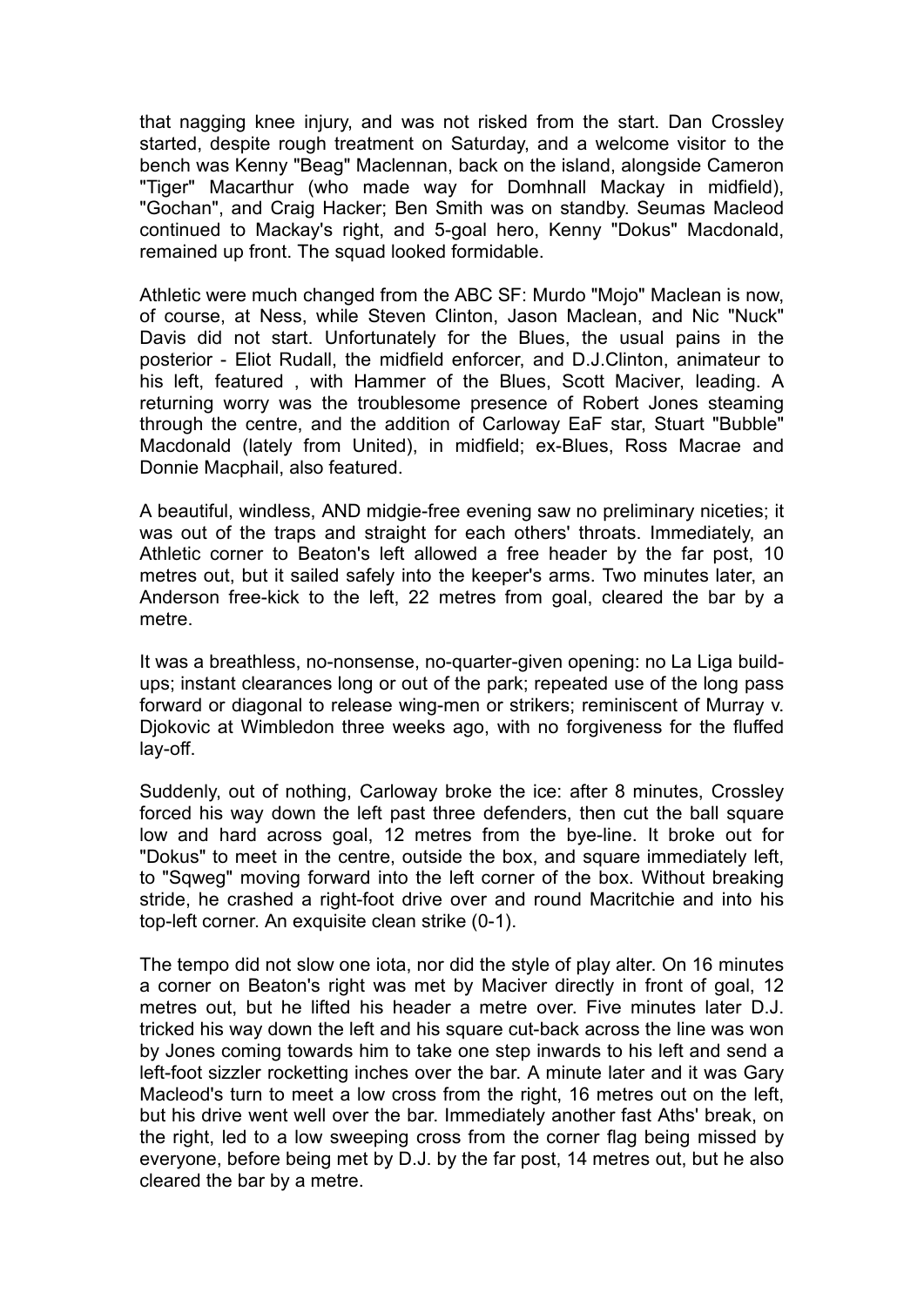that nagging knee injury, and was not risked from the start. Dan Crossley started, despite rough treatment on Saturday, and a welcome visitor to the bench was Kenny "Beag" Maclennan, back on the island, alongside Cameron "Tiger" Macarthur (who made way for Domhnall Mackay in midfield), "Gochan", and Craig Hacker; Ben Smith was on standby. Seumas Macleod continued to Mackay's right, and 5-goal hero, Kenny "Dokus" Macdonald, remained up front. The squad looked formidable.

Athletic were much changed from the ABC SF: Murdo "Mojo" Maclean is now, of course, at Ness, while Steven Clinton, Jason Maclean, and Nic "Nuck" Davis did not start. Unfortunately for the Blues, the usual pains in the posterior - Eliot Rudall, the midfield enforcer, and D.J.Clinton, animateur to his left, featured , with Hammer of the Blues, Scott Maciver, leading. A returning worry was the troublesome presence of Robert Jones steaming through the centre, and the addition of Carloway EaF star, Stuart "Bubble" Macdonald (lately from United), in midfield; ex-Blues, Ross Macrae and Donnie Macphail, also featured.

A beautiful, windless, AND midgie-free evening saw no preliminary niceties; it was out of the traps and straight for each others' throats. Immediately, an Athletic corner to Beaton's left allowed a free header by the far post, 10 metres out, but it sailed safely into the keeper's arms. Two minutes later, an Anderson free-kick to the left, 22 metres from goal, cleared the bar by a metre.

It was a breathless, no-nonsense, no-quarter-given opening: no La Liga build-ups; instant clearances long or out of the park; repeated use of the long pass forward or diagonal to release wing-men or strikers; reminiscent of Murray v. Djokovic at Wimbledon three weeks ago, with no forgiveness for the fluffed lay-off.

Suddenly, out of nothing, Carloway broke the ice: after 8 minutes, Crossley forced his way down the left past three defenders, then cut the ball square low and hard across goal, 12 metres from the bye-line. It broke out for "Dokus" to meet in the centre, outside the box, and square immediately left, to "Sqweg" moving forward into the left corner of the box. Without breaking stride, he crashed a right-foot drive over and round Macritchie and into his top-left corner. An exquisite clean strike (0-1).

The tempo did not slow one iota, nor did the style of play alter. On 16 minutes a corner on Beaton's right was met by Maciver directly in front of goal, 12 metres out, but he lifted his header a metre over. Five minutes later D.J. tricked his way down the left and his square cut-back across the line was won by Jones coming towards him to take one step inwards to his left and send a left-foot sizzler rocketting inches over the bar. A minute later and it was Gary Macleod's turn to meet a low cross from the right, 16 metres out on the left, but his drive went well over the bar. Immediately another fast Aths' break, on the right, led to a low sweeping cross from the corner flag being missed by everyone, before being met by D.J. by the far post, 14 metres out, but he also cleared the bar by a metre.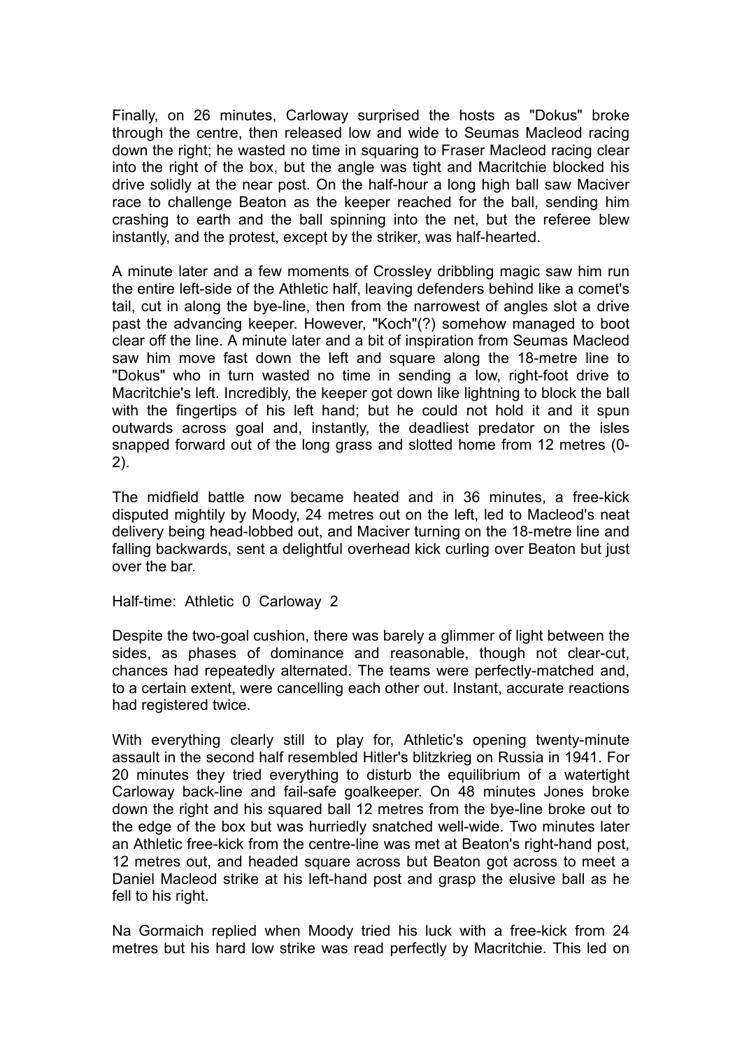Finally, on 26 minutes, Carloway surprised the hosts as "Dokus" broke through the centre, then released low and wide to Seumas Macleod racing down the right; he wasted no time in squaring to Fraser Macleod racing clear into the right of the box, but the angle was tight and Macritchie blocked his drive solidly at the near post. On the half-hour a long high ball saw Maciver race to challenge Beaton as the keeper reached for the ball, sending him crashing to earth and the ball spinning into the net, but the referee blew instantly, and the protest, except by the striker, was half-hearted.

A minute later and a few moments of Crossley dribbling magic saw him run the entire left-side of the Athletic half, leaving defenders behind like a comet's tail, cut in along the bye-line, then from the narrowest of angles slot a drive past the advancing keeper. However, "Koch"(?) somehow managed to boot clear off the line. A minute later and a bit of inspiration from Seumas Macleod saw him move fast down the left and square along the 18-metre line to "Dokus" who in turn wasted no time in sending a low, right-foot drive to Macritchie's left. Incredibly, the keeper got down like lightning to block the ball with the fingertips of his left hand; but he could not hold it and it spun outwards across goal and, instantly, the deadliest predator on the isles snapped forward out of the long grass and slotted home from 12 metres (0-2).

The midfield battle now became heated and in 36 minutes, a free-kick disputed mightily by Moody, 24 metres out on the left, led to Macleod's neat delivery being head-lobbed out, and Maciver turning on the 18-metre line and falling backwards, sent a delightful overhead kick curling over Beaton but just over the bar.

Half-time: Athletic 0 Carloway 2

Despite the two-goal cushion, there was barely a glimmer of light between the sides, as phases of dominance and reasonable, though not clear-cut, chances had repeatedly alternated. The teams were perfectly-matched and, to a certain extent, were cancelling each other out. Instant, accurate reactions had registered twice.

With everything clearly still to play for, Athletic's opening twenty-minute assault in the second half resembled Hitler's blitzkrieg on Russia in 1941. For 20 minutes they tried everything to disturb the equilibrium of a watertight Carloway back-line and fail-safe goalkeeper. On 48 minutes Jones broke down the right and his squared ball 12 metres from the bye-line broke out to the edge of the box but was hurriedly snatched well-wide. Two minutes later an Athletic free-kick from the centre-line was met at Beaton's right-hand post, 12 metres out, and headed square across but Beaton got across to meet a Daniel Macleod strike at his left-hand post and grasp the elusive ball as he fell to his right.

Na Gormaich replied when Moody tried his luck with a free-kick from 24 metres but his hard low strike was read perfectly by Macritchie. This led on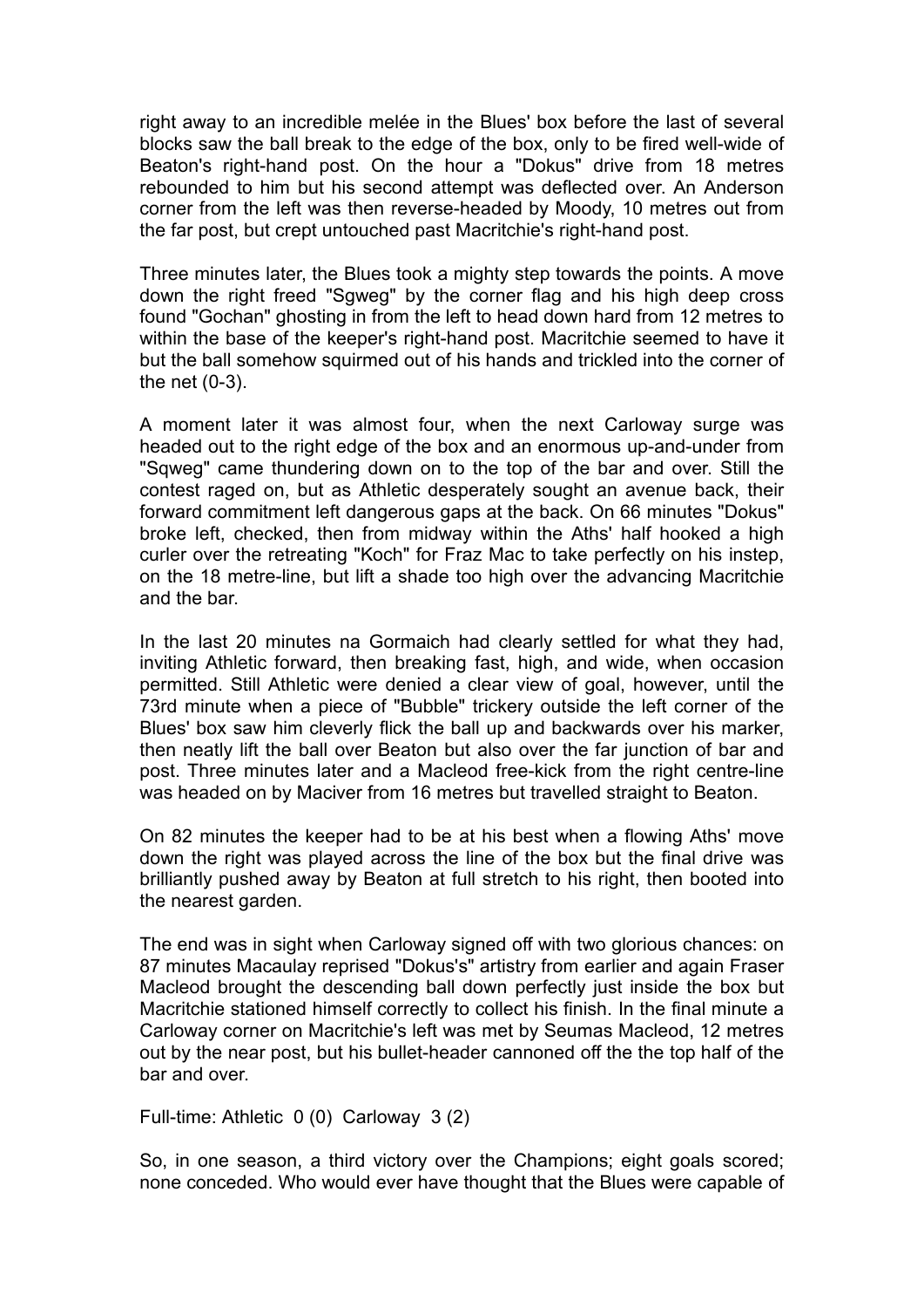right away to an incredible melée in the Blues' box before the last of several blocks saw the ball break to the edge of the box, only to be fired well-wide of Beaton's right-hand post. On the hour a "Dokus" drive from 18 metres rebounded to him but his second attempt was deflected over. An Anderson corner from the left was then reverse-headed by Moody, 10 metres out from the far post, but crept untouched past Macritchie's right-hand post.

Three minutes later, the Blues took a mighty step towards the points. A move down the right freed "Sgweg" by the corner flag and his high deep cross found "Gochan" ghosting in from the left to head down hard from 12 metres to within the base of the keeper's right-hand post. Macritchie seemed to have it but the ball somehow squirmed out of his hands and trickled into the corner of the net (0-3).

A moment later it was almost four, when the next Carloway surge was headed out to the right edge of the box and an enormous up-and-under from "Sqweg" came thundering down on to the top of the bar and over. Still the contest raged on, but as Athletic desperately sought an avenue back, their forward commitment left dangerous gaps at the back. On 66 minutes "Dokus" broke left, checked, then from midway within the Aths' half hooked a high curler over the retreating "Koch" for Fraz Mac to take perfectly on his instep, on the 18 metre-line, but lift a shade too high over the advancing Macritchie and the bar.

In the last 20 minutes na Gormaich had clearly settled for what they had, inviting Athletic forward, then breaking fast, high, and wide, when occasion permitted. Still Athletic were denied a clear view of goal, however, until the 73rd minute when a piece of "Bubble" trickery outside the left corner of the Blues' box saw him cleverly flick the ball up and backwards over his marker, then neatly lift the ball over Beaton but also over the far junction of bar and post. Three minutes later and a Macleod free-kick from the right centre-line was headed on by Maciver from 16 metres but travelled straight to Beaton.

On 82 minutes the keeper had to be at his best when a flowing Aths' move down the right was played across the line of the box but the final drive was brilliantly pushed away by Beaton at full stretch to his right, then booted into the nearest garden.

The end was in sight when Carloway signed off with two glorious chances: on 87 minutes Macaulay reprised "Dokus's" artistry from earlier and again Fraser Macleod brought the descending ball down perfectly just inside the box but Macritchie stationed himself correctly to collect his finish. In the final minute a Carloway corner on Macritchie's left was met by Seumas Macleod, 12 metres out by the near post, but his bullet-header cannoned off the the top half of the bar and over.

Full-time: Athletic 0 (0) Carloway 3 (2)

So, in one season, a third victory over the Champions; eight goals scored; none conceded. Who would ever have thought that the Blues were capable of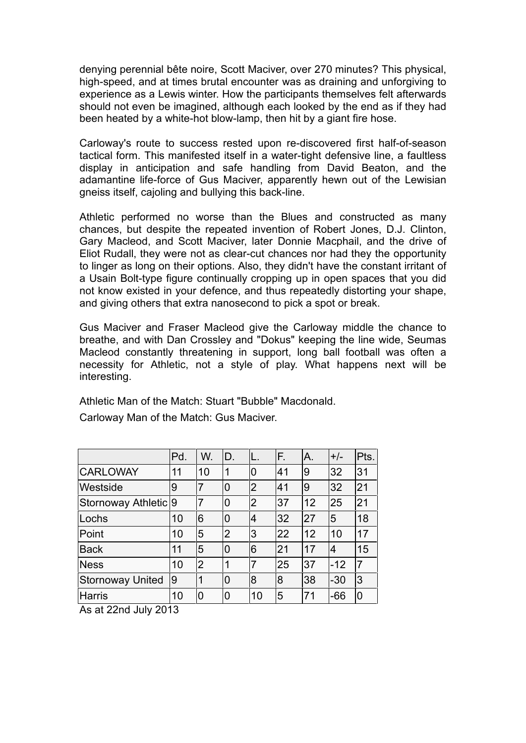denying perennial bête noire, Scott Maciver, over 270 minutes? This physical, high-speed, and at times brutal encounter was as draining and unforgiving to experience as a Lewis winter. How the participants themselves felt afterwards should not even be imagined, although each looked by the end as if they had been heated by a white-hot blow-lamp, then hit by a giant fire hose.

Carloway's route to success rested upon re-discovered first half-of-season tactical form. This manifested itself in a water-tight defensive line, a faultless display in anticipation and safe handling from David Beaton, and the adamantine life-force of Gus Maciver, apparently hewn out of the Lewisian gneiss itself, cajoling and bullying this back-line.

Athletic performed no worse than the Blues and constructed as many chances, but despite the repeated invention of Robert Jones, D.J. Clinton, Gary Macleod, and Scott Maciver, later Donnie Macphail, and the drive of Eliot Rudall, they were not as clear-cut chances nor had they the opportunity to linger as long on their options. Also, they didn't have the constant irritant of a Usain Bolt-type figure continually cropping up in open spaces that you did not know existed in your defence, and thus repeatedly distorting your shape, and giving others that extra nanosecond to pick a spot or break.

Gus Maciver and Fraser Macleod give the Carloway middle the chance to breathe, and with Dan Crossley and "Dokus" keeping the line wide, Seumas Macleod constantly threatening in support, long ball football was often a necessity for Athletic, not a style of play. What happens next will be interesting.

Athletic Man of the Match: Stuart "Bubble" Macdonald.

Carloway Man of the Match: Gus Maciver.

| | Pd. | W. | D. | L. | F. | A. | +/- | Pts. |
|---|---|---|---|---|---|---|---|---|
| CARLOWAY | 11 | 10 | 1 | 0 | 41 | 9 | 32 | 31 |
| Westside | 9 | 7 | 0 | 2 | 41 | 9 | 32 | 21 |
| Stornoway Athletic | 9 | 7 | 0 | 2 | 37 | 12 | 25 | 21 |
| Lochs | 10 | 6 | 0 | 4 | 32 | 27 | 5 | 18 |
| Point | 10 | 5 | 2 | 3 | 22 | 12 | 10 | 17 |
| Back | 11 | 5 | 0 | 6 | 21 | 17 | 4 | 15 |
| Ness | 10 | 2 | 1 | 7 | 25 | 37 | -12 | 7 |
| Stornoway United | 9 | 1 | 0 | 8 | 8 | 38 | -30 | 3 |
| Harris | 10 | 0 | 0 | 10 | 5 | 71 | -66 | 0 |

As at 22nd July 2013